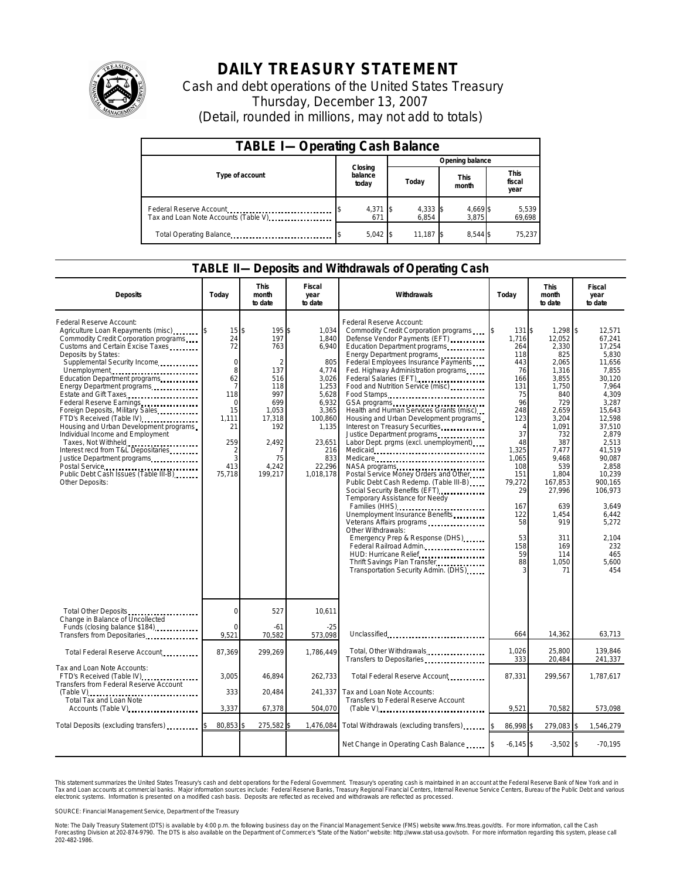# DAILY TREASURY STATEMENT

Cash and debt operations of the United States Treasury

Thursday, December 13, 2007

(Detail, rounded in millions, may not add to totals)

## TABLE I—Operating Cash Balance

| Type of account | Closing balance today | Opening balance Today | Opening balance This month | Opening balance This fiscal year |
|---|---|---|---|---|
| Federal Reserve Account | $ 4,371 | $ 4,333 | $ 4,669 | $ 5,539 |
| Tax and Loan Note Accounts (Table V) | 671 | 6,854 | 3,875 | 69,698 |
| Total Operating Balance | $ 5,042 | $ 11,187 | $ 8,544 | $ 75,237 |

## TABLE II—Deposits and Withdrawals of Operating Cash

| Deposits | Today | This month to date | Fiscal year to date | Withdrawals | Today | This month to date | Fiscal year to date |
|---|---|---|---|---|---|---|---|
| Federal Reserve Account: | | | | Federal Reserve Account: | | | |
| Agriculture Loan Repayments (misc) | $ 15 | $ 195 | $ 1,034 | Commodity Credit Corporation programs | $ 131 | $ 1,298 | $ 12,571 |
| Commodity Credit Corporation programs | 24 | 197 | 1,840 | Defense Vendor Payments (EFT) | 1,716 | 12,052 | 67,241 |
| Customs and Certain Excise Taxes | 72 | 763 | 6,940 | Education Department programs | 264 | 2,330 | 17,254 |
| Deposits by States: | | | | Energy Department programs | 118 | 825 | 5,830 |
| Supplemental Security Income | 0 | 2 | 805 | Federal Employees Insurance Payments | 443 | 2,065 | 11,656 |
| Unemployment | 8 | 137 | 4,774 | Fed. Highway Administration programs | 76 | 1,316 | 7,855 |
| Education Department programs | 62 | 516 | 3,026 | Federal Salaries (EFT) | 166 | 3,855 | 30,120 |
| Energy Department programs | 7 | 118 | 1,253 | Food and Nutrition Service (misc) | 131 | 1,750 | 7,964 |
| Estate and Gift Taxes | 118 | 997 | 5,628 | Food Stamps | 75 | 840 | 4,309 |
| Federal Reserve Earnings | 0 | 699 | 6,932 | GSA programs | 96 | 729 | 3,287 |
| Foreign Deposits, Military Sales | 15 | 1,053 | 3,365 | Health and Human Services Grants (misc) | 248 | 2,659 | 15,643 |
| FTD's Received (Table IV) | 1,111 | 17,318 | 100,860 | Housing and Urban Development programs | 123 | 3,204 | 12,598 |
| Housing and Urban Development programs | 21 | 192 | 1,135 | Interest on Treasury Securities | 4 | 1,091 | 37,510 |
| Individual Income and Employment | | | | Justice Department programs | 37 | 732 | 2,879 |
| Taxes, Not Withheld | 259 | 2,492 | 23,651 | Labor Dept. prgms (excl. unemployment) | 48 | 387 | 2,513 |
| Interest recd from T&L Depositaries | 2 | 7 | 216 | Medicaid | 1,325 | 7,477 | 41,519 |
| Justice Department programs | 3 | 75 | 833 | Medicare | 1,065 | 9,468 | 90,087 |
| Postal Service | 413 | 4,242 | 22,296 | NASA programs | 108 | 539 | 2,858 |
| Public Debt Cash Issues (Table III-B) | 75,718 | 199,217 | 1,018,178 | Postal Service Money Orders and Other | 151 | 1,804 | 10,239 |
| Other Deposits: | | | | Public Debt Cash Redemp. (Table III-B) | 79,272 | 167,853 | 900,165 |
| | | | | Social Security Benefits (EFT) | 29 | 27,996 | 106,973 |
| | | | | Temporary Assistance for Needy Families (HHS) | 167 | 639 | 3,649 |
| | | | | Unemployment Insurance Benefits | 122 | 1,454 | 6,442 |
| | | | | Veterans Affairs programs | 58 | 919 | 5,272 |
| | | | | Other Withdrawals: | | | |
| | | | | Emergency Prep & Response (DHS) | 53 | 311 | 2,104 |
| | | | | Federal Railroad Admin. | 158 | 169 | 232 |
| | | | | HUD: Hurricane Relief | 59 | 114 | 465 |
| | | | | Thrift Savings Plan Transfer | 88 | 1,050 | 5,600 |
| | | | | Transportation Security Admin. (DHS) | 3 | 71 | 454 |
| Total Other Deposits | 0 | 527 | 10,611 | | | | |
| Change in Balance of Uncollected Funds (closing balance $184) | 0 | -61 | -25 | | | | |
| Transfers from Depositaries | 9,521 | 70,582 | 573,098 | Unclassified | 664 | 14,362 | 63,713 |
| Total Federal Reserve Account | 87,369 | 299,269 | 1,786,449 | Total, Other Withdrawals | 1,026 | 25,800 | 139,846 |
| | | | | Transfers to Depositaries | 333 | 20,484 | 241,337 |
| Tax and Loan Note Accounts: | | | | Total Federal Reserve Account | 87,331 | 299,567 | 1,787,617 |
| FTD's Received (Table IV) | 3,005 | 46,894 | 262,733 | | | | |
| Transfers from Federal Reserve Account (Table V) | 333 | 20,484 | 241,337 | Tax and Loan Note Accounts: Transfers to Federal Reserve Account (Table V) | 9,521 | 70,582 | 573,098 |
| Total Tax and Loan Note Accounts (Table V) | 3,337 | 67,378 | 504,070 | | | | |
| Total Deposits (excluding transfers) | $ 80,853 | $ 275,582 | $ 1,476,084 | Total Withdrawals (excluding transfers) | $ 86,998 | $ 279,083 | $ 1,546,279 |
| | | | | Net Change in Operating Cash Balance | $ -6,145 | $ -3,502 | $ -70,195 |

This statement summarizes the United States Treasury's cash and debt operations for the Federal Government. Treasury's operating cash is maintained in an account at the Federal Reserve Bank of New York and in Tax and Loan accounts at commercial banks. Major information sources include: Federal Reserve Banks, Treasury Regional Financial Centers, Internal Revenue Service Centers, Bureau of the Public Debt and various electronic systems. Information is presented on a modified cash basis. Deposits are reflected as received and withdrawals are reflected as processed.

SOURCE: Financial Management Service, Department of the Treasury

Note: The Daily Treasury Statement (DTS) is available by 4:00 p.m. the following business day on the Financial Management Service (FMS) website www.fms.treas.gov/dts. For more information, call the Cash Forecasting Division at 202-874-9790. The DTS is also available on the Department of Commerce's "State of the Nation" website: http://www.stat-usa.gov/sotn. For more information regarding this system, please call 202-482-1986.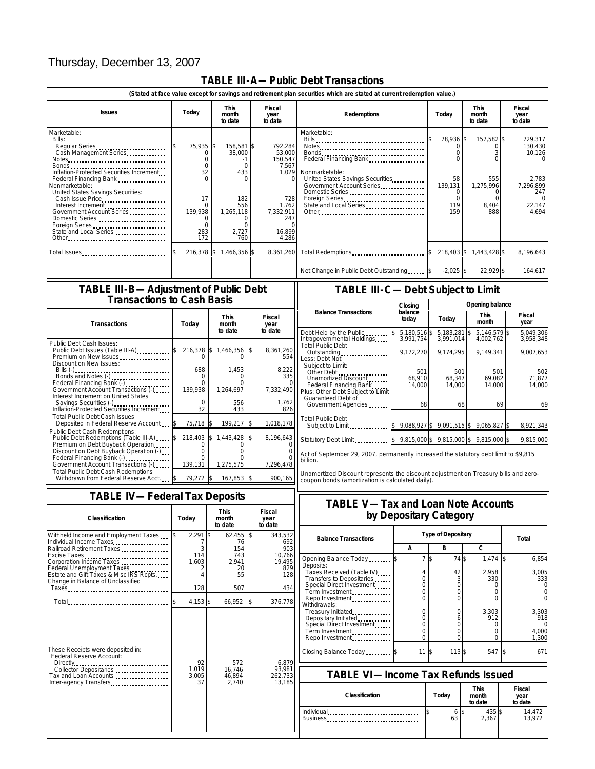Thursday, December 13, 2007

## TABLE III-A— Public Debt Transactions

(Stated at face value except for savings and retirement plan securities which are stated at current redemption value.)

| Issues | Today | This month to date | Fiscal year to date |
|---|---|---|---|
| Marketable: | | | |
| Bills: | | | |
| Regular Series | $ 75,935 | $ 158,581 | $ 792,284 |
| Cash Management Series | 0 | 38,000 | 53,000 |
| Notes | 0 | -1 | 150,547 |
| Bonds | 0 | 0 | 7,567 |
| Inflation-Protected Securities Increment | 32 | 433 | 1,029 |
| Federal Financing Bank | 0 | 0 | 0 |
| Nonmarketable: | | | |
| United States Savings Securities: | | | |
| Cash Issue Price | 17 | 182 | 728 |
| Interest Increment | 0 | 556 | 1,762 |
| Government Account Series | 139,938 | 1,265,118 | 7,332,911 |
| Domestic Series | 0 | 0 | 247 |
| Foreign Series | 0 | 0 | 0 |
| State and Local Series | 283 | 2,727 | 16,899 |
| Other | 172 | 760 | 4,286 |
| Total Issues | $ 216,378 | $ 1,466,356 | $ 8,361,260 |

| Redemptions | Today | This month to date | Fiscal year to date |
|---|---|---|---|
| Marketable: | | | |
| Bills | $ 78,936 | $ 157,582 | $ 729,317 |
| Notes | 0 | 0 | 130,430 |
| Bonds | 0 | 3 | 10,126 |
| Federal Financing Bank | 0 | 0 | 0 |
| Nonmarketable: | | | |
| United States Savings Securities | 58 | 555 | 2,783 |
| Government Account Series | 139,131 | 1,275,996 | 7,296,899 |
| Domestic Series | 0 | 0 | 247 |
| Foreign Series | 0 | 0 | 0 |
| State and Local Series | 119 | 8,404 | 22,147 |
| Other | 159 | 888 | 4,694 |
| Total Redemptions | $ 218,403 | $ 1,443,428 | $ 8,196,643 |
| Net Change in Public Debt Outstanding | $ -2,025 | $ 22,929 | $ 164,617 |

## TABLE III-B— Adjustment of Public Debt Transactions to Cash Basis

| Transactions | Today | This month to date | Fiscal year to date |
|---|---|---|---|
| Public Debt Cash Issues: | | | |
| Public Debt Issues (Table III-A) | $ 216,378 | $ 1,466,356 | $ 8,361,260 |
| Premium on New Issues | 0 | 0 | 554 |
| Discount on New Issues: | | | |
| Bills (-) | 688 | 1,453 | 8,222 |
| Bonds and Notes (-) | 0 | 0 | 335 |
| Federal Financing Bank (-) | 0 | 0 | 0 |
| Government Account Transactions (-) | 139,938 | 1,264,697 | 7,332,490 |
| Interest Increment on United States Savings Securities (-) | 0 | 556 | 1,762 |
| Inflation-Protected Securities Increment | 32 | 433 | 826 |
| Total Public Debt Cash Issues Deposited in Federal Reserve Account | $ 75,718 | $ 199,217 | $ 1,018,178 |
| Public Debt Cash Redemptions: | | | |
| Public Debt Redemptions (Table III-A) | $ 218,403 | $ 1,443,428 | $ 8,196,643 |
| Premium on Debt Buyback Operation | 0 | 0 | 0 |
| Discount on Debt Buyback Operation (-) | 0 | 0 | 0 |
| Federal Financing Bank (-) | 0 | 0 | 0 |
| Government Account Transactions (-) | 139,131 | 1,275,575 | 7,296,478 |
| Total Public Debt Cash Redemptions Withdrawn from Federal Reserve Acct. | $ 79,272 | $ 167,853 | $ 900,165 |

## TABLE III-C— Debt Subject to Limit

| Balance Transactions | Closing balance today | Opening balance Today | Opening balance This month | Opening balance Fiscal year |
|---|---|---|---|---|
| Debt Held by the Public | $ 5,180,516 | $ 5,183,281 | $ 5,146,579 | $ 5,049,306 |
| Intragovernmental Holdings | 3,991,754 | 3,991,014 | 4,002,762 | 3,958,348 |
| Total Public Debt Outstanding | 9,172,270 | 9,174,295 | 9,149,341 | 9,007,653 |
| Less: Debt Not Subject to Limit: | | | | |
| Other Debt | 501 | 501 | 501 | 502 |
| Unamortized Discount | 68,910 | 68,347 | 69,082 | 71,877 |
| Federal Financing Bank | 14,000 | 14,000 | 14,000 | 14,000 |
| Plus: Other Debt Subject to Limit | | | | |
| Guaranteed Debt of Government Agencies | 68 | 68 | 69 | 69 |
| Total Public Debt Subject to Limit | $ 9,088,927 | $ 9,091,515 | $ 9,065,827 | $ 8,921,343 |
| Statutory Debt Limit | $ 9,815,000 | $ 9,815,000 | $ 9,815,000 | $ 9,815,000 |

Act of September 29, 2007, permanently increased the statutory debt limit to $9,815 billion.

Unamortized Discount represents the discount adjustment on Treasury bills and zero-coupon bonds (amortization is calculated daily).

## TABLE IV— Federal Tax Deposits

| Classification | Today | This month to date | Fiscal year to date |
|---|---|---|---|
| Withheld Income and Employment Taxes | $ 2,291 | $ 62,455 | $ 343,532 |
| Individual Income Taxes | 7 | 76 | 692 |
| Railroad Retirement Taxes | 3 | 154 | 903 |
| Excise Taxes | 114 | 743 | 10,766 |
| Corporation Income Taxes | 1,603 | 2,941 | 19,495 |
| Federal Unemployment Taxes | 2 | 20 | 829 |
| Estate and Gift Taxes & Misc IRS Rcpts. | 4 | 55 | 128 |
| Change in Balance of Unclassified Taxes | 128 | 507 | 434 |
| Total | $ 4,153 | $ 66,952 | $ 376,778 |
| These Receipts were deposited in: | | | |
| Federal Reserve Account: | | | |
| Directly | 92 | 572 | 6,879 |
| Collector Depositaries | 1,019 | 16,746 | 93,981 |
| Tax and Loan Accounts | 3,005 | 46,894 | 262,733 |
| Inter-agency Transfers | 37 | 2,740 | 13,185 |

## TABLE V— Tax and Loan Note Accounts by Depositary Category

| Balance Transactions | Type of Depositary A | B | C | Total |
|---|---|---|---|---|
| Opening Balance Today | $ 7 | $ 74 | $ 1,474 | $ 6,854 |
| Deposits: | | | | |
| Taxes Received (Table IV) | 4 | 42 | 2,958 | 3,005 |
| Transfers to Depositaries | 0 | 3 | 330 | 333 |
| Special Direct Investment | 0 | 0 | 0 | 0 |
| Term Investment | 0 | 0 | 0 | 0 |
| Repo Investment | 0 | 0 | 0 | 0 |
| Withdrawals: | | | | |
| Treasury Initiated | 0 | 0 | 3,303 | 3,303 |
| Depositary Initiated | 0 | 6 | 912 | 918 |
| Special Direct Investment | 0 | 0 | 0 | 0 |
| Term Investment | 0 | 0 | 0 | 4,000 |
| Repo Investment | 0 | 0 | 0 | 1,300 |
| Closing Balance Today | $ 11 | $ 113 | $ 547 | $ 671 |

## TABLE VI— Income Tax Refunds Issued

| Classification | Today | This month to date | Fiscal year to date |
|---|---|---|---|
| Individual | $ 6 | $ 435 | $ 14,472 |
| Business | 63 | 2,367 | 13,972 |